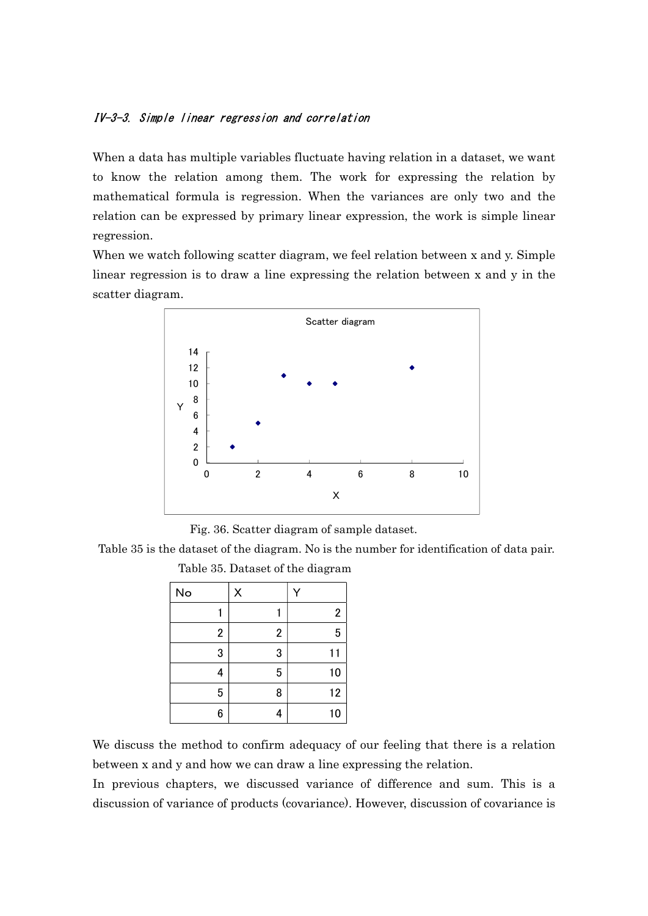### *IV-3-3. Simple linear regression and correlation*

When a data has multiple variables fluctuate having relation in a dataset, we want to know the relation among them. The work for expressing the relation by mathematical formula is regression. When the variances are only two and the relation can be expressed by primary linear expression, the work is simple linear regression.

When we watch following scatter diagram, we feel relation between x and y. Simple linear regression is to draw a line expressing the relation between x and y in the scatter diagram.

Fig. 36. Scatter diagram of sample dataset.

Table 35 is the dataset of the diagram. No is the number for identification of data pair.

Table 35. Dataset of the diagram

| No | X | Y |
|---|---|---|
| 1 | 1 | 2 |
| 2 | 2 | 5 |
| 3 | 3 | 11 |
| 4 | 5 | 10 |
| 5 | 8 | 12 |
| 6 | 4 | 10 |

We discuss the method to confirm adequacy of our feeling that there is a relation between x and y and how we can draw a line expressing the relation.

In previous chapters, we discussed variance of difference and sum. This is a discussion of variance of products (covariance). However, discussion of covariance is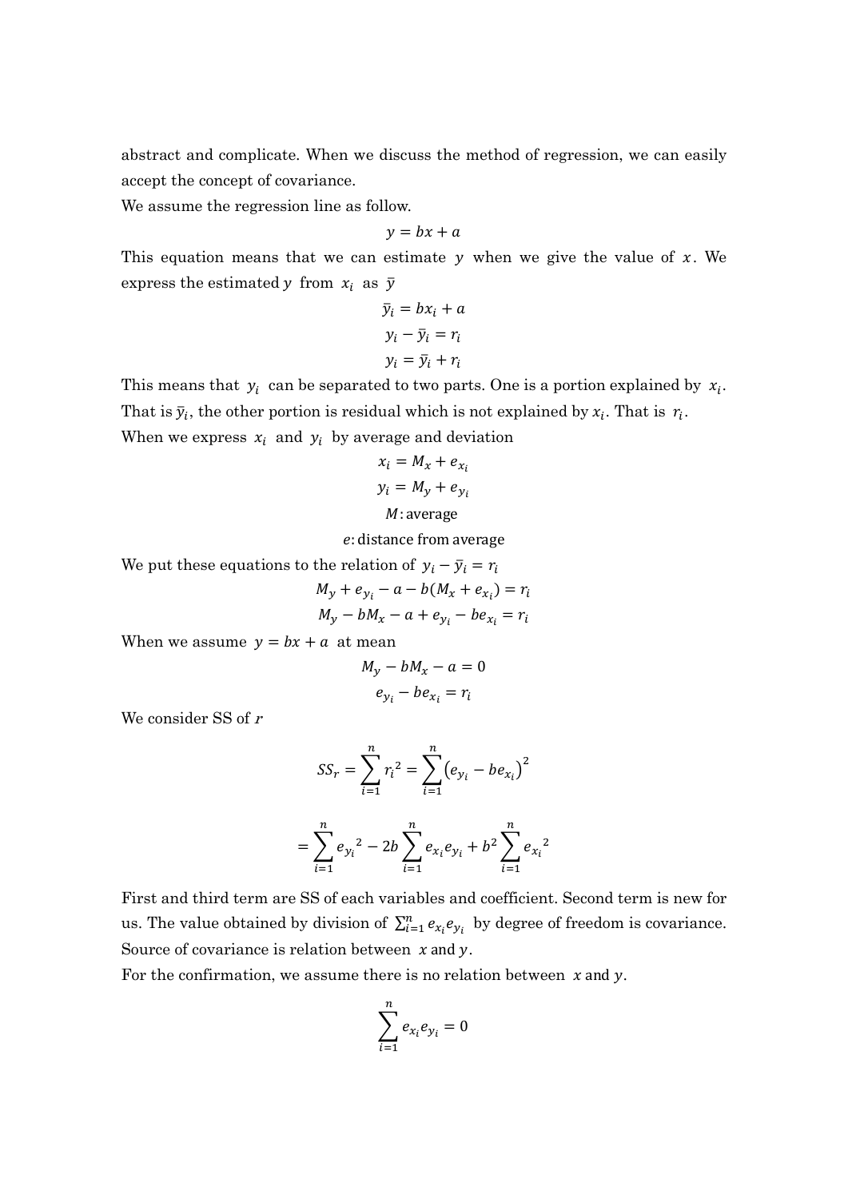abstract and complicate. When we discuss the method of regression, we can easily accept the concept of covariance.

We assume the regression line as follow.

$$y = bx + a$$

This equation means that we can estimate $y$ when we give the value of $x$. We express the estimated $y$ from $x_i$ as $\bar{y}$

$$\bar{y}_i = bx_i + a$$

$$y_i - \bar{y}_i = r_i$$

$$y_i = \bar{y}_i + r_i$$

This means that $y_i$ can be separated to two parts. One is a portion explained by $x_i$. That is $\bar{y}_i$, the other portion is residual which is not explained by $x_i$. That is $r_i$.

When we express $x_i$ and $y_i$ by average and deviation

$$x_i = M_x + e_{x_i}$$

$$y_i = M_y + e_{y_i}$$

$M$: average

$e$: distance from average

We put these equations to the relation of $y_i - \bar{y}_i = r_i$

$$M_y + e_{y_i} - a - b(M_x + e_{x_i}) = r_i$$

$$M_y - bM_x - a + e_{y_i} - be_{x_i} = r_i$$

When we assume $y = bx + a$ at mean

$$M_y - bM_x - a = 0$$

$$e_{y_i} - be_{x_i} = r_i$$

We consider SS of $r$

$$SS_r = \sum_{i=1}^{n} r_i^2 = \sum_{i=1}^{n} \left(e_{y_i} - be_{x_i}\right)^2$$

$$= \sum_{i=1}^{n} {e_{y_i}}^2 - 2b \sum_{i=1}^{n} e_{x_i} e_{y_i} + b^2 \sum_{i=1}^{n} {e_{x_i}}^2$$

First and third term are SS of each variables and coefficient. Second term is new for us. The value obtained by division of $\sum_{i=1}^{n} e_{x_i} e_{y_i}$ by degree of freedom is covariance. Source of covariance is relation between $x$ and $y$.

For the confirmation, we assume there is no relation between $x$ and $y$.

$$\sum_{i=1}^{n} e_{x_i} e_{y_i} = 0$$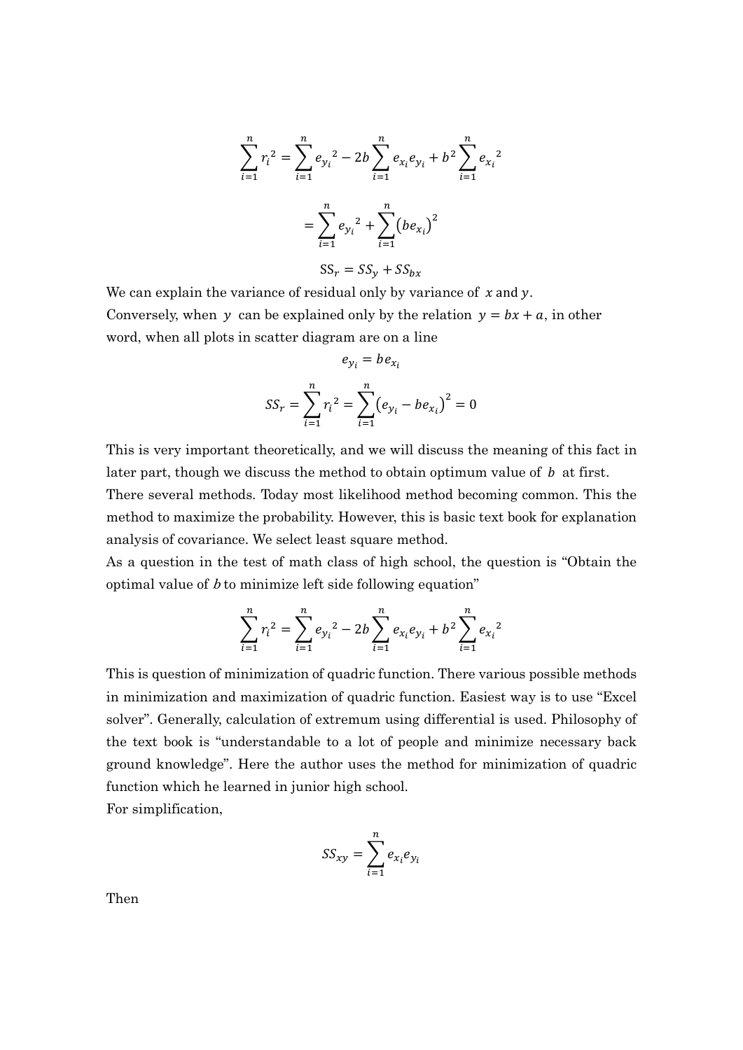$$\sum_{i=1}^{n} {r_i}^2 = \sum_{i=1}^{n} {e_{y_i}}^2 - 2b\sum_{i=1}^{n} e_{x_i}e_{y_i} + b^2\sum_{i=1}^{n} {e_{x_i}}^2$$

$$= \sum_{i=1}^{n} {e_{y_i}}^2 + \sum_{i=1}^{n} \left(be_{x_i}\right)^2$$

$$\mathrm{SS}_r = SS_y + SS_{bx}$$

We can explain the variance of residual only by variance of $x$ and $y$.
Conversely, when $y$ can be explained only by the relation $y = bx + a$, in other word, when all plots in scatter diagram are on a line

$$e_{y_i} = be_{x_i}$$

$$SS_r = \sum_{i=1}^{n} {r_i}^2 = \sum_{i=1}^{n} \left(e_{y_i} - be_{x_i}\right)^2 = 0$$

This is very important theoretically, and we will discuss the meaning of this fact in later part, though we discuss the method to obtain optimum value of $b$ at first.
There several methods. Today most likelihood method becoming common. This the method to maximize the probability. However, this is basic text book for explanation analysis of covariance. We select least square method.
As a question in the test of math class of high school, the question is "Obtain the optimal value of $b$ to minimize left side following equation"

$$\sum_{i=1}^{n} {r_i}^2 = \sum_{i=1}^{n} {e_{y_i}}^2 - 2b\sum_{i=1}^{n} e_{x_i}e_{y_i} + b^2\sum_{i=1}^{n} {e_{x_i}}^2$$

This is question of minimization of quadric function. There various possible methods in minimization and maximization of quadric function. Easiest way is to use "Excel solver". Generally, calculation of extremum using differential is used. Philosophy of the text book is "understandable to a lot of people and minimize necessary back ground knowledge". Here the author uses the method for minimization of quadric function which he learned in junior high school.
For simplification,

$$SS_{xy} = \sum_{i=1}^{n} e_{x_i}e_{y_i}$$

Then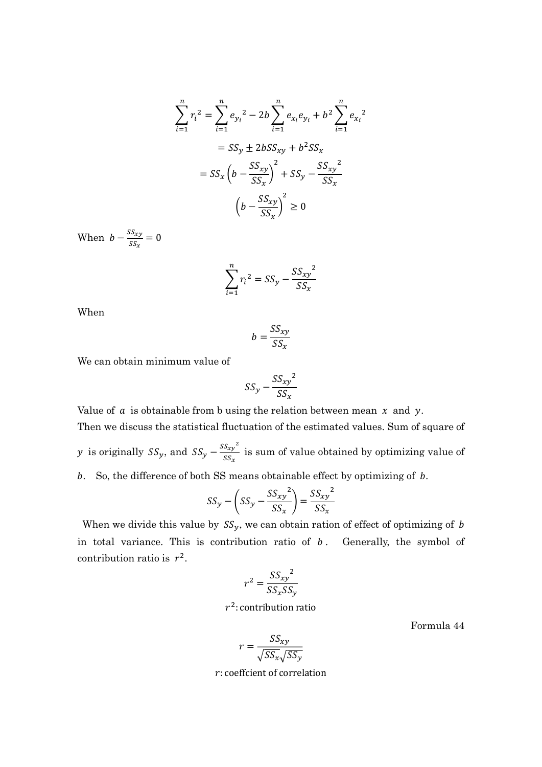$$\sum_{i=1}^{n} {r_i}^2 = \sum_{i=1}^{n} {e_{y_i}}^2 - 2b\sum_{i=1}^{n} e_{x_i}e_{y_i} + b^2\sum_{i=1}^{n} {e_{x_i}}^2$$

$$= SS_y \pm 2bSS_{xy} + b^2 SS_x$$

$$= SS_x\left(b - \frac{SS_{xy}}{SS_x}\right)^2 + SS_y - \frac{{SS_{xy}}^2}{SS_x}$$

$$\left(b - \frac{SS_{xy}}{SS_x}\right)^2 \geq 0$$

When $b - \frac{SS_{xy}}{SS_x} = 0$

$$\sum_{i=1}^{n} {r_i}^2 = SS_y - \frac{{SS_{xy}}^2}{SS_x}$$

When

$$b = \frac{SS_{xy}}{SS_x}$$

We can obtain minimum value of

$$SS_y - \frac{{SS_{xy}}^2}{SS_x}$$

Value of $a$ is obtainable from b using the relation between mean $x$ and $y$.

Then we discuss the statistical fluctuation of the estimated values. Sum of square of $y$ is originally $SS_y$, and $SS_y - \frac{{SS_{xy}}^2}{SS_x}$ is sum of value obtained by optimizing value of $b$. So, the difference of both SS means obtainable effect by optimizing of $b$.

$$SS_y - \left(SS_y - \frac{{SS_{xy}}^2}{SS_x}\right) = \frac{{SS_{xy}}^2}{SS_x}$$

When we divide this value by $SS_y$, we can obtain ration of effect of optimizing of $b$ in total variance. This is contribution ratio of $b$. Generally, the symbol of contribution ratio is $r^2$.

$$r^2 = \frac{{SS_{xy}}^2}{SS_x SS_y}$$

$r^2$: contribution ratio

Formula 44

$$r = \frac{SS_{xy}}{\sqrt{SS_x}\sqrt{SS_y}}$$

$r$: coeffcient of correlation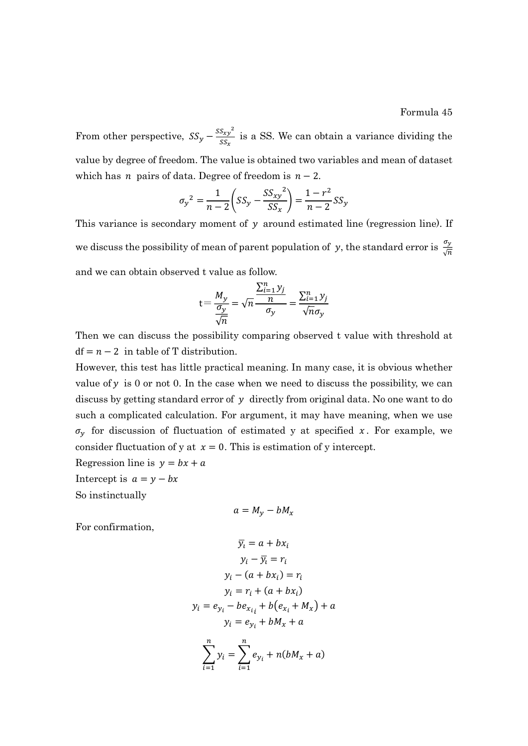Formula 45

From other perspective, $SS_y - \frac{{SS_{xy}}^2}{SS_x}$ is a SS. We can obtain a variance dividing the value by degree of freedom. The value is obtained two variables and mean of dataset which has $n$ pairs of data. Degree of freedom is $n-2$.

$$ {\sigma_y}^2 = \frac{1}{n-2}\left(SS_y - \frac{{SS_{xy}}^2}{SS_x}\right) = \frac{1-r^2}{n-2}SS_y $$

This variance is secondary moment of $y$ around estimated line (regression line). If we discuss the possibility of mean of parent population of $y$, the standard error is $\frac{\sigma_y}{\sqrt{n}}$ and we can obtain observed t value as follow.

$$ \mathrm{t} = \frac{M_y}{\frac{\sigma_y}{\sqrt{n}}} = \sqrt{n}\frac{\frac{\sum_{i=1}^{n} y_j}{n}}{\sigma_y} = \frac{\sum_{i=1}^{n} y_j}{\sqrt{n}\sigma_y} $$

Then we can discuss the possibility comparing observed t value with threshold at $\mathrm{df} = n-2$ in table of T distribution.

However, this test has little practical meaning. In many case, it is obvious whether value of $y$ is 0 or not 0. In the case when we need to discuss the possibility, we can discuss by getting standard error of $y$ directly from original data. No one want to do such a complicated calculation. For argument, it may have meaning, when we use $\sigma_y$ for discussion of fluctuation of estimated y at specified $x$. For example, we consider fluctuation of y at $x = 0$. This is estimation of y intercept.

Regression line is $y = bx + a$

Intercept is $a = y - bx$

So instinctually

$$ a = M_y - bM_x $$

For confirmation,

$$ \bar{y_i} = a + bx_i $$

$$ y_i - \bar{y_i} = r_i $$

$$ y_i - (a + bx_i) = r_i $$

$$ y_i = r_i + (a + bx_i) $$

$$ y_i = e_{y_i} - be_{x_{i_i}} + b\left(e_{x_i} + M_x\right) + a $$

$$ y_i = e_{y_i} + bM_x + a $$

$$ \sum_{i=1}^{n} y_i = \sum_{i=1}^{n} e_{y_i} + n(bM_x + a) $$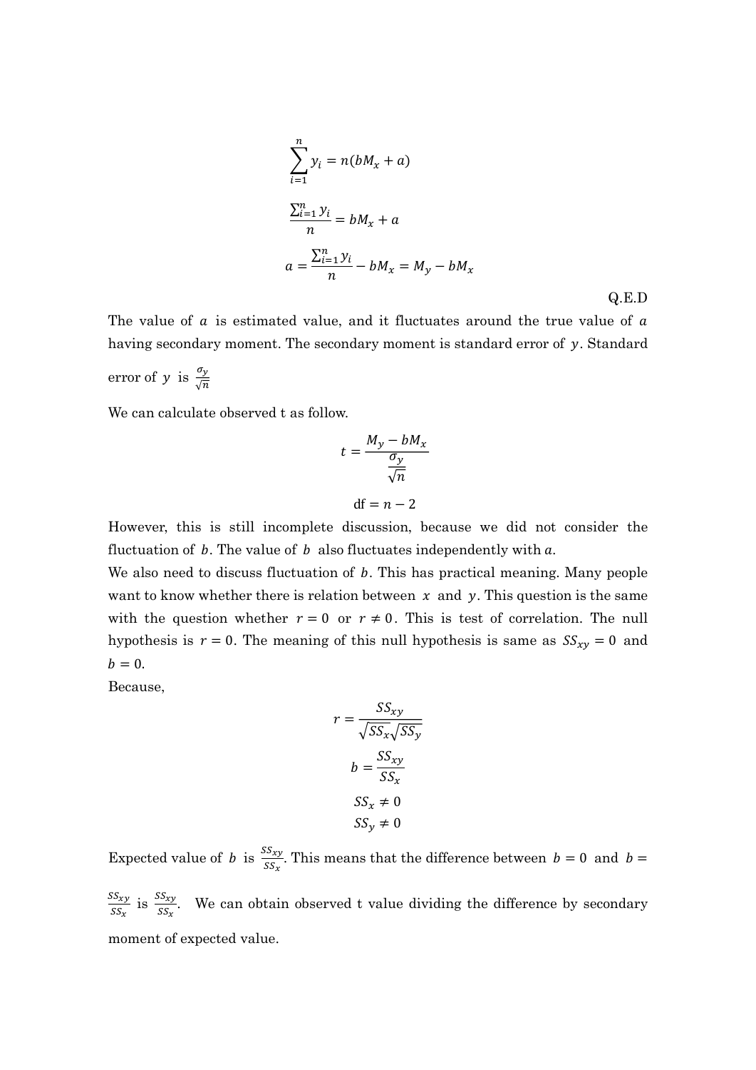$$\sum_{i=1}^{n} y_i = n(bM_x + a)$$

$$\frac{\sum_{i=1}^{n} y_i}{n} = bM_x + a$$

$$a = \frac{\sum_{i=1}^{n} y_i}{n} - bM_x = M_y - bM_x$$

Q.E.D

The value of $a$ is estimated value, and it fluctuates around the true value of $a$ having secondary moment. The secondary moment is standard error of $y$. Standard error of $y$ is $\frac{\sigma_y}{\sqrt{n}}$

We can calculate observed t as follow.

$$t = \frac{M_y - bM_x}{\frac{\sigma_y}{\sqrt{n}}}$$

$$\text{df} = n - 2$$

However, this is still incomplete discussion, because we did not consider the fluctuation of $b$. The value of $b$ also fluctuates independently with $a$.

We also need to discuss fluctuation of $b$. This has practical meaning. Many people want to know whether there is relation between $x$ and $y$. This question is the same with the question whether $r = 0$ or $r \neq 0$. This is test of correlation. The null hypothesis is $r = 0$. The meaning of this null hypothesis is same as $SS_{xy} = 0$ and $b = 0$.

Because,

$$r = \frac{SS_{xy}}{\sqrt{SS_x}\sqrt{SS_y}}$$

$$b = \frac{SS_{xy}}{SS_x}$$

$$SS_x \neq 0$$

$$SS_y \neq 0$$

Expected value of $b$ is $\frac{SS_{xy}}{SS_x}$. This means that the difference between $b = 0$ and $b = \frac{SS_{xy}}{SS_x}$ is $\frac{SS_{xy}}{SS_x}$. We can obtain observed t value dividing the difference by secondary moment of expected value.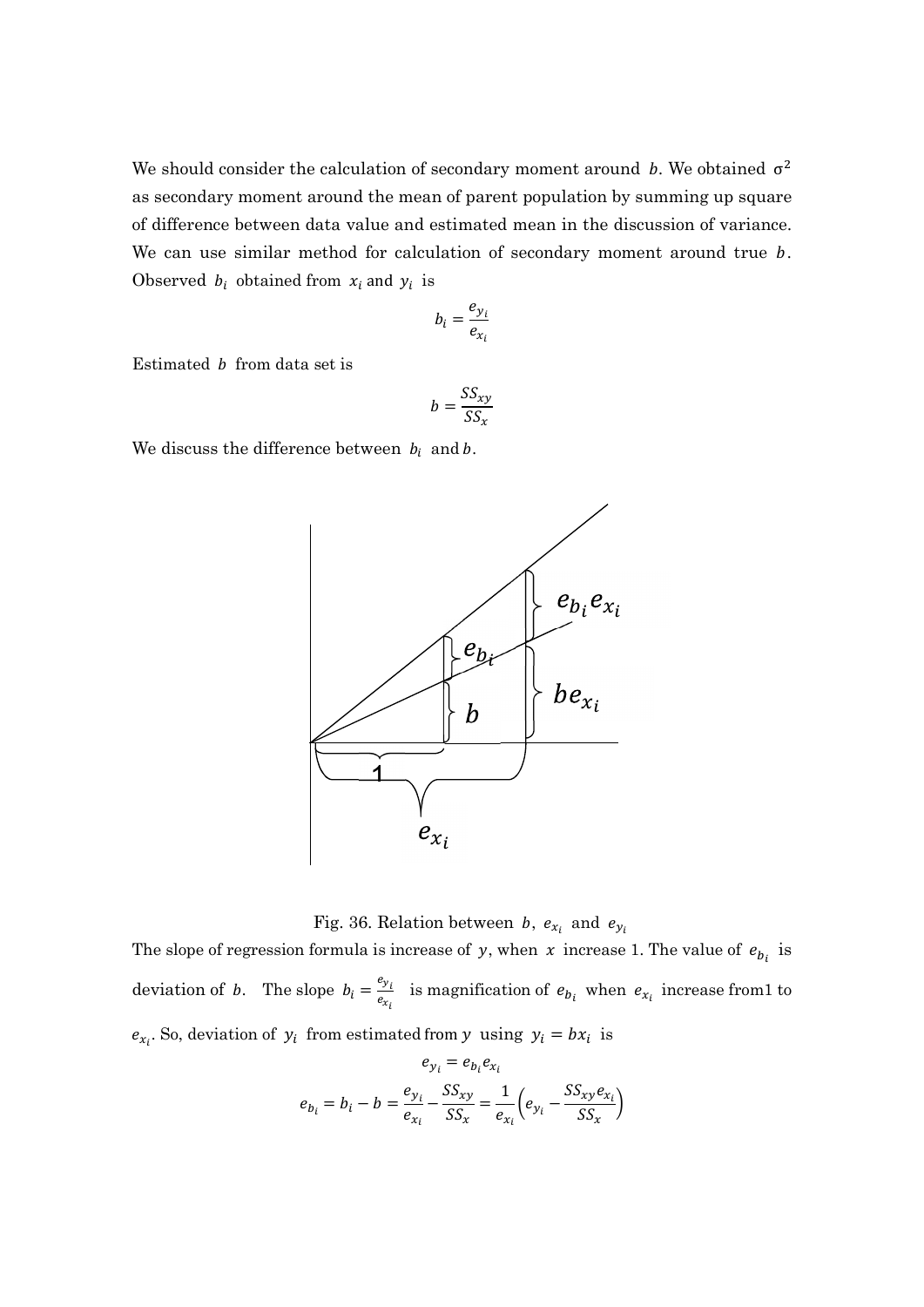We should consider the calculation of secondary moment around $b$. We obtained $\sigma^2$ as secondary moment around the mean of parent population by summing up square of difference between data value and estimated mean in the discussion of variance. We can use similar method for calculation of secondary moment around true $b$. Observed $b_i$ obtained from $x_i$ and $y_i$ is

$$b_i = \frac{e_{y_i}}{e_{x_i}}$$

Estimated $b$ from data set is

$$b = \frac{SS_{xy}}{SS_x}$$

We discuss the difference between $b_i$ and $b$.

Fig. 36. Relation between $b$, $e_{x_i}$ and $e_{y_i}$

The slope of regression formula is increase of $y$, when $x$ increase 1. The value of $e_{b_i}$ is deviation of $b$. The slope $b_i = \frac{e_{y_i}}{e_{x_i}}$ is magnification of $e_{b_i}$ when $e_{x_i}$ increase from1 to $e_{x_i}$. So, deviation of $y_i$ from estimated from $y$ using $y_i = bx_i$ is

$$e_{y_i} = e_{b_i} e_{x_i}$$

$$e_{b_i} = b_i - b = \frac{e_{y_i}}{e_{x_i}} - \frac{SS_{xy}}{SS_x} = \frac{1}{e_{x_i}}\left(e_{y_i} - \frac{SS_{xy} e_{x_i}}{SS_x}\right)$$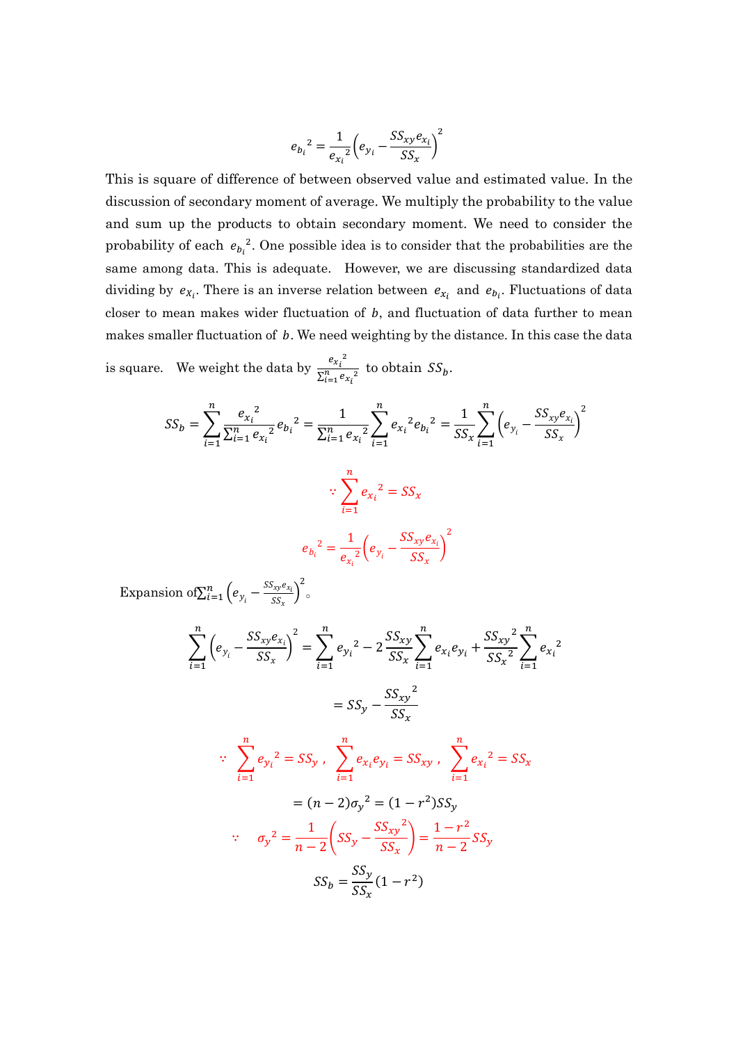$$e_{b_i}{}^2 = \frac{1}{e_{x_i}{}^2}\left(e_{y_i} - \frac{SS_{xy}e_{x_i}}{SS_x}\right)^2$$

This is square of difference of between observed value and estimated value. In the discussion of secondary moment of average. We multiply the probability to the value and sum up the products to obtain secondary moment. We need to consider the probability of each $e_{b_i}{}^2$. One possible idea is to consider that the probabilities are the same among data. This is adequate. However, we are discussing standardized data dividing by $e_{x_i}$. There is an inverse relation between $e_{x_i}$ and $e_{b_i}$. Fluctuations of data closer to mean makes wider fluctuation of $b$, and fluctuation of data further to mean makes smaller fluctuation of $b$. We need weighting by the distance. In this case the data is square. We weight the data by $\frac{e_{x_i}{}^2}{\sum_{i=1}^{n} e_{x_i}{}^2}$ to obtain $SS_b$.

$$SS_b = \sum_{i=1}^{n} \frac{e_{x_i}{}^2}{\sum_{i=1}^{n} e_{x_i}{}^2} e_{b_i}{}^2 = \frac{1}{\sum_{i=1}^{n} e_{x_i}{}^2} \sum_{i=1}^{n} e_{x_i}{}^2 e_{b_i}{}^2 = \frac{1}{SS_x} \sum_{i=1}^{n} \left(e_{y_i} - \frac{SS_{xy}e_{x_i}}{SS_x}\right)^2$$

$$\because \sum_{i=1}^{n} e_{x_i}{}^2 = SS_x$$

$$e_{b_i}{}^2 = \frac{1}{e_{x_i}{}^2}\left(e_{y_i} - \frac{SS_{xy}e_{x_i}}{SS_x}\right)^2$$

Expansion of $\sum_{i=1}^{n} \left(e_{y_i} - \frac{SS_{xy}e_{x_i}}{SS_x}\right)^2$。

$$\sum_{i=1}^{n} \left(e_{y_i} - \frac{SS_{xy}e_{x_i}}{SS_x}\right)^2 = \sum_{i=1}^{n} e_{y_i}{}^2 - 2\frac{SS_{xy}}{SS_x}\sum_{i=1}^{n} e_{x_i}e_{y_i} + \frac{SS_{xy}{}^2}{SS_x{}^2}\sum_{i=1}^{n} e_{x_i}{}^2$$

$$= SS_y - \frac{SS_{xy}{}^2}{SS_x}$$

$$\because \sum_{i=1}^{n} e_{y_i}{}^2 = SS_y \,, \quad \sum_{i=1}^{n} e_{x_i}e_{y_i} = SS_{xy} \,, \quad \sum_{i=1}^{n} e_{x_i}{}^2 = SS_x$$

$$= (n-2)\sigma_y{}^2 = (1-r^2)SS_y$$

$$\because \quad \sigma_y{}^2 = \frac{1}{n-2}\left(SS_y - \frac{SS_{xy}{}^2}{SS_x}\right) = \frac{1-r^2}{n-2}SS_y$$

$$SS_b = \frac{SS_y}{SS_x}(1-r^2)$$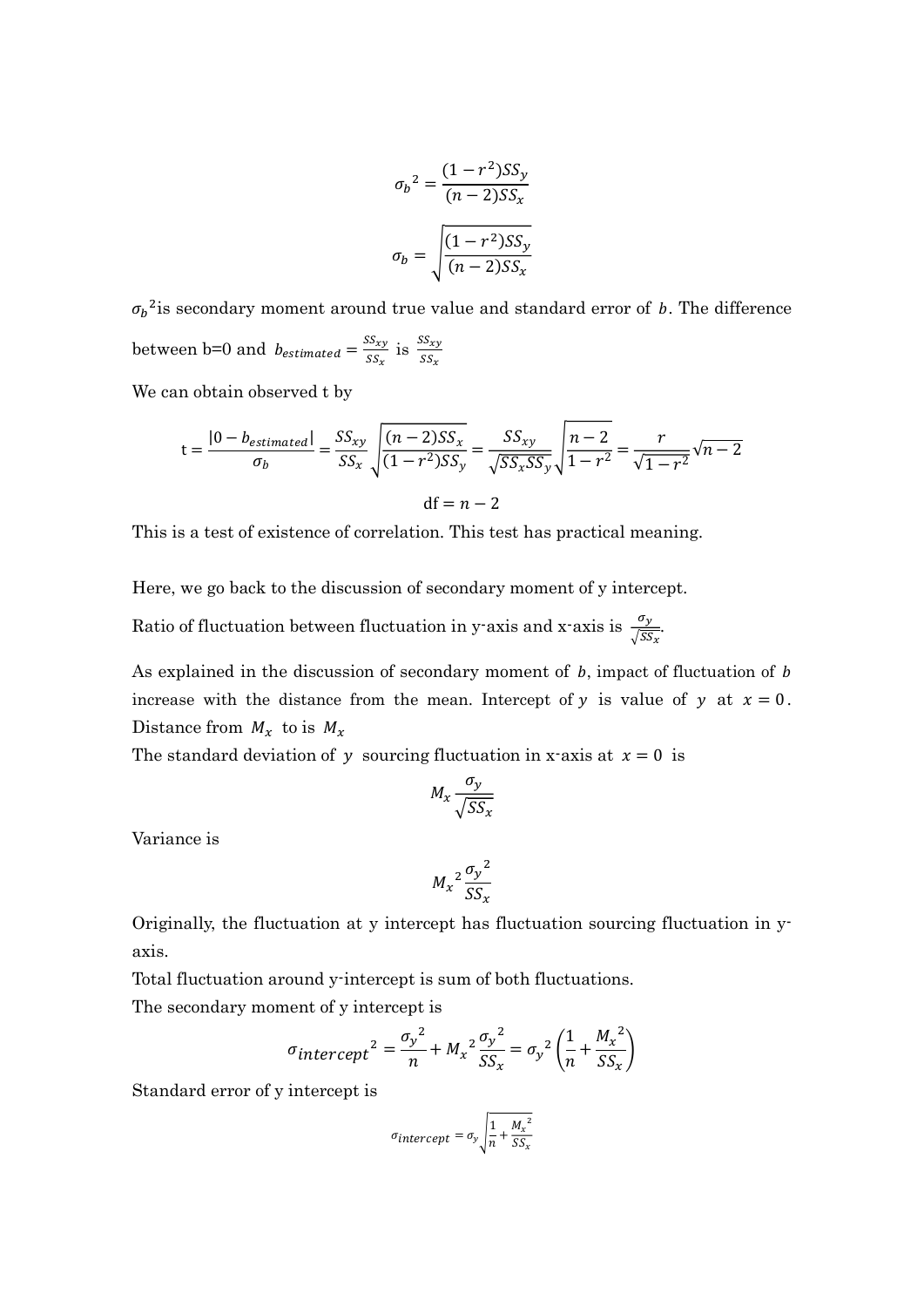$$\sigma_b{}^2 = \frac{(1-r^2)SS_y}{(n-2)SS_x}$$

$$\sigma_b = \sqrt{\frac{(1-r^2)SS_y}{(n-2)SS_x}}$$

$\sigma_b{}^2$is secondary moment around true value and standard error of $b$. The difference between b=0 and $b_{estimated} = \frac{SS_{xy}}{SS_x}$ is $\frac{SS_{xy}}{SS_x}$

We can obtain observed t by

$$\mathrm{t} = \frac{|0 - b_{estimated}|}{\sigma_b} = \frac{SS_{xy}}{SS_x}\sqrt{\frac{(n-2)SS_x}{(1-r^2)SS_y}} = \frac{SS_{xy}}{\sqrt{SS_x SS_y}}\sqrt{\frac{n-2}{1-r^2}} = \frac{r}{\sqrt{1-r^2}}\sqrt{n-2}$$

$$\mathrm{df} = n-2$$

This is a test of existence of correlation. This test has practical meaning.

Here, we go back to the discussion of secondary moment of y intercept.

Ratio of fluctuation between fluctuation in y-axis and x-axis is $\frac{\sigma_y}{\sqrt{SS_x}}$.

As explained in the discussion of secondary moment of $b$, impact of fluctuation of $b$ increase with the distance from the mean. Intercept of $y$ is value of $y$ at $x = 0$. Distance from $M_x$ to is $M_x$

The standard deviation of $y$ sourcing fluctuation in x-axis at $x = 0$ is

$$M_x \frac{\sigma_y}{\sqrt{SS_x}}$$

Variance is

$$M_x{}^2 \frac{\sigma_y{}^2}{SS_x}$$

Originally, the fluctuation at y intercept has fluctuation sourcing fluctuation in y-axis.

Total fluctuation around y-intercept is sum of both fluctuations.

The secondary moment of y intercept is

$$\sigma_{intercept}{}^2 = \frac{\sigma_y{}^2}{n} + M_x{}^2 \frac{\sigma_y{}^2}{SS_x} = \sigma_y{}^2\left(\frac{1}{n} + \frac{M_x{}^2}{SS_x}\right)$$

Standard error of y intercept is

$$\sigma_{intercept} = \sigma_y\sqrt{\frac{1}{n} + \frac{M_x{}^2}{SS_x}}$$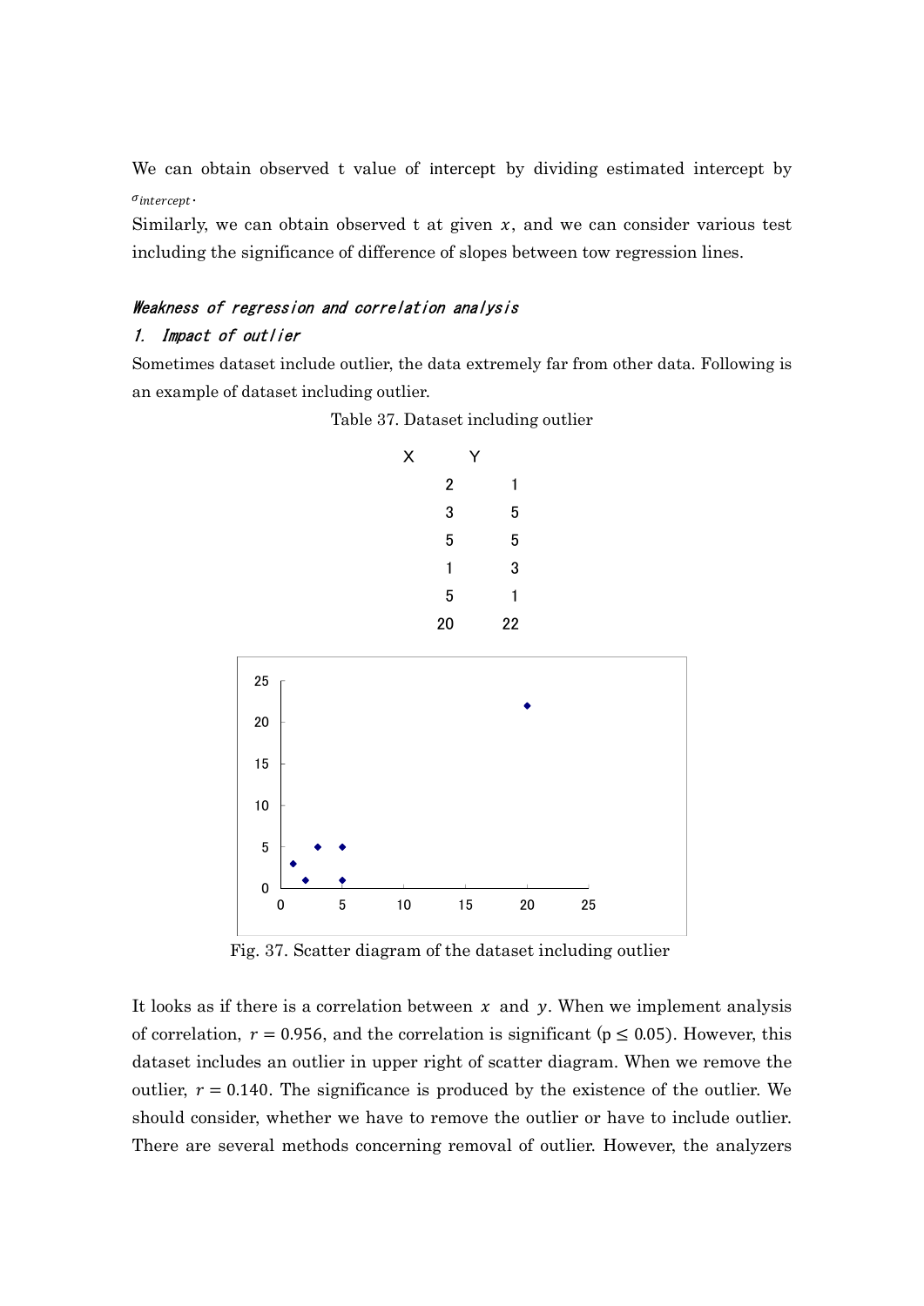We can obtain observed t value of intercept by dividing estimated intercept by $\sigma_{intercept}$.

Similarly, we can obtain observed t at given $x$, and we can consider various test including the significance of difference of slopes between tow regression lines.

### *Weakness of regression and correlation analysis*

#### *1. Impact of outlier*

Sometimes dataset include outlier, the data extremely far from other data. Following is an example of dataset including outlier.

Table 37. Dataset including outlier

| X | Y |
|---|---|
| 2 | 1 |
| 3 | 5 |
| 5 | 5 |
| 1 | 3 |
| 5 | 1 |
| 20 | 22 |

Fig. 37. Scatter diagram of the dataset including outlier

It looks as if there is a correlation between $x$ and $y$. When we implement analysis of correlation, $r = 0.956$, and the correlation is significant ($p \leq 0.05$). However, this dataset includes an outlier in upper right of scatter diagram. When we remove the outlier, $r = 0.140$. The significance is produced by the existence of the outlier. We should consider, whether we have to remove the outlier or have to include outlier. There are several methods concerning removal of outlier. However, the analyzers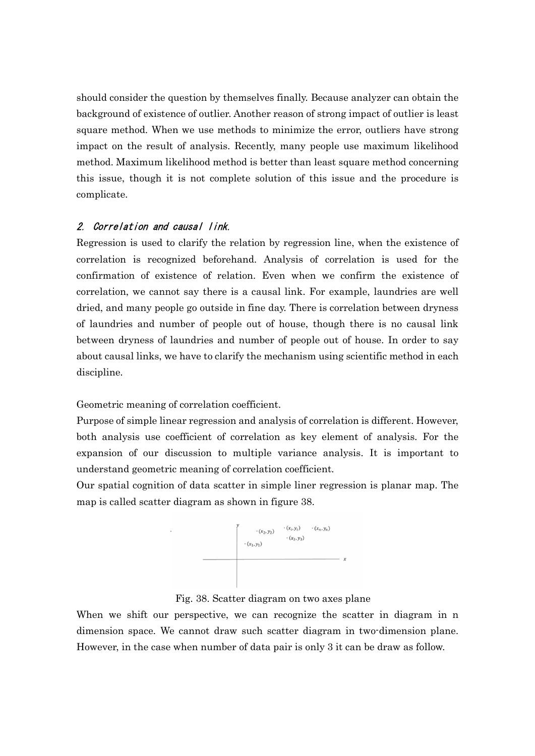should consider the question by themselves finally. Because analyzer can obtain the background of existence of outlier. Another reason of strong impact of outlier is least square method. When we use methods to minimize the error, outliers have strong impact on the result of analysis. Recently, many people use maximum likelihood method. Maximum likelihood method is better than least square method concerning this issue, though it is not complete solution of this issue and the procedure is complicate.

### *2. Correlation and causal link.*

Regression is used to clarify the relation by regression line, when the existence of correlation is recognized beforehand. Analysis of correlation is used for the confirmation of existence of relation. Even when we confirm the existence of correlation, we cannot say there is a causal link. For example, laundries are well dried, and many people go outside in fine day. There is correlation between dryness of laundries and number of people out of house, though there is no causal link between dryness of laundries and number of people out of house. In order to say about causal links, we have to clarify the mechanism using scientific method in each discipline.

Geometric meaning of correlation coefficient.

Purpose of simple linear regression and analysis of correlation is different. However, both analysis use coefficient of correlation as key element of analysis. For the expansion of our discussion to multiple variance analysis. It is important to understand geometric meaning of correlation coefficient.

Our spatial cognition of data scatter in simple liner regression is planar map. The map is called scatter diagram as shown in figure 38.

Fig. 38. Scatter diagram on two axes plane

When we shift our perspective, we can recognize the scatter in diagram in n dimension space. We cannot draw such scatter diagram in two-dimension plane. However, in the case when number of data pair is only 3 it can be draw as follow.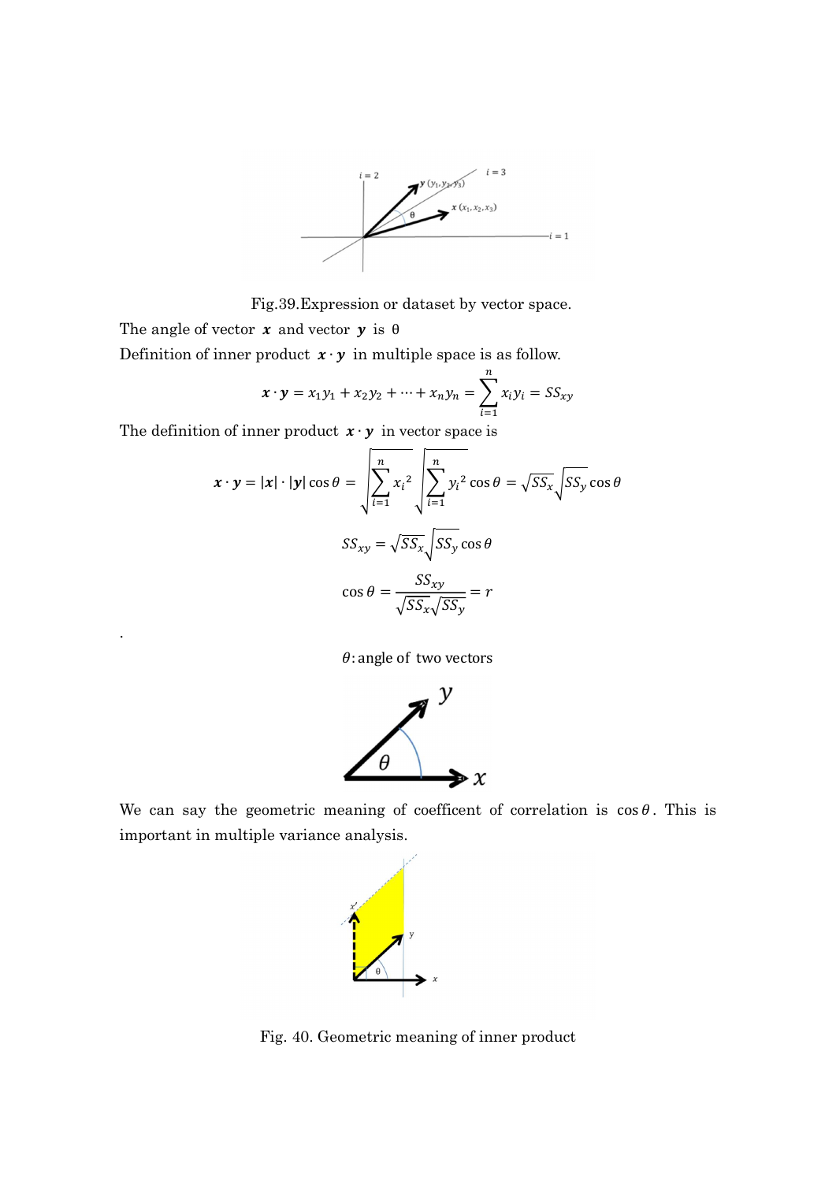Fig.39.Expression or dataset by vector space.

The angle of vector $\boldsymbol{x}$ and vector $\boldsymbol{y}$ is θ

Definition of inner product $\boldsymbol{x} \cdot \boldsymbol{y}$ in multiple space is as follow.

$$\boldsymbol{x} \cdot \boldsymbol{y} = x_1 y_1 + x_2 y_2 + \cdots + x_n y_n = \sum_{i=1}^{n} x_i y_i = SS_{xy}$$

The definition of inner product $\boldsymbol{x} \cdot \boldsymbol{y}$ in vector space is

$$\boldsymbol{x} \cdot \boldsymbol{y} = |\boldsymbol{x}| \cdot |\boldsymbol{y}| \cos\theta = \sqrt{\sum_{i=1}^{n} {x_i}^2} \sqrt{\sum_{i=1}^{n} {y_i}^2} \cos\theta = \sqrt{SS_x} \sqrt{SS_y} \cos\theta$$

$$SS_{xy} = \sqrt{SS_x} \sqrt{SS_y} \cos\theta$$

$$\cos\theta = \frac{SS_{xy}}{\sqrt{SS_x}\sqrt{SS_y}} = r$$

.

$\theta$: angle of two vectors

We can say the geometric meaning of coefficent of correlation is $\cos\theta$. This is important in multiple variance analysis.

Fig. 40. Geometric meaning of inner product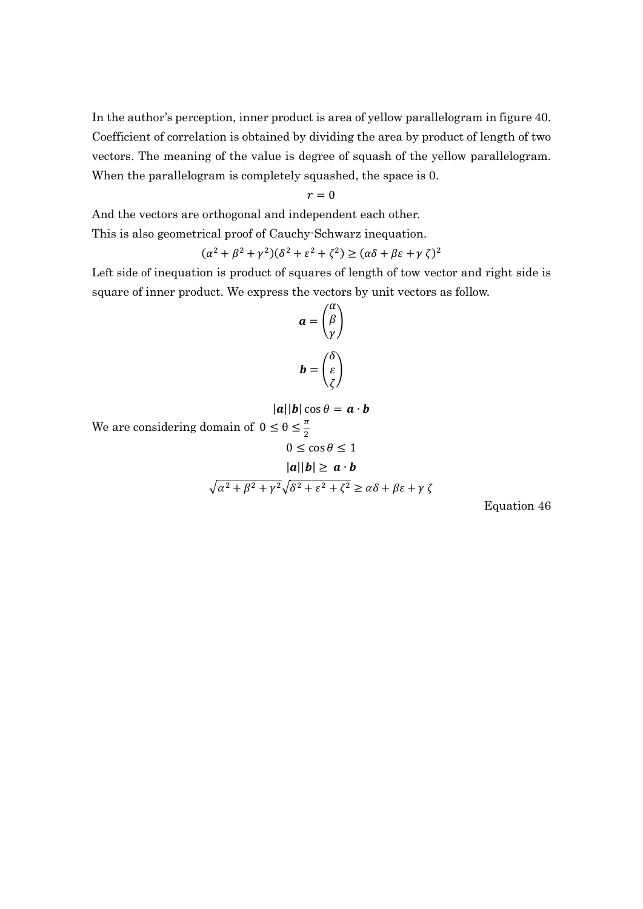In the author's perception, inner product is area of yellow parallelogram in figure 40. Coefficient of correlation is obtained by dividing the area by product of length of two vectors. The meaning of the value is degree of squash of the yellow parallelogram. When the parallelogram is completely squashed, the space is 0.

$$r = 0$$

And the vectors are orthogonal and independent each other.

This is also geometrical proof of Cauchy-Schwarz inequation.

$$(\alpha^2 + \beta^2 + \gamma^2)(\delta^2 + \varepsilon^2 + \zeta^2) \geq (\alpha\delta + \beta\varepsilon + \gamma\,\zeta)^2$$

Left side of inequation is product of squares of length of tow vector and right side is square of inner product. We express the vectors by unit vectors as follow.

$$\boldsymbol{a} = \begin{pmatrix} \alpha \\ \beta \\ \gamma \end{pmatrix}$$

$$\boldsymbol{b} = \begin{pmatrix} \delta \\ \varepsilon \\ \zeta \end{pmatrix}$$

$$|\boldsymbol{a}||\boldsymbol{b}| \cos\theta = \boldsymbol{a} \cdot \boldsymbol{b}$$

We are considering domain of $0 \leq \theta \leq \frac{\pi}{2}$

$$0 \leq \cos\theta \leq 1$$

$$|\boldsymbol{a}||\boldsymbol{b}| \geq \boldsymbol{a} \cdot \boldsymbol{b}$$

$$\sqrt{\alpha^2 + \beta^2 + \gamma^2}\sqrt{\delta^2 + \varepsilon^2 + \zeta^2} \geq \alpha\delta + \beta\varepsilon + \gamma\,\zeta$$

Equation 46